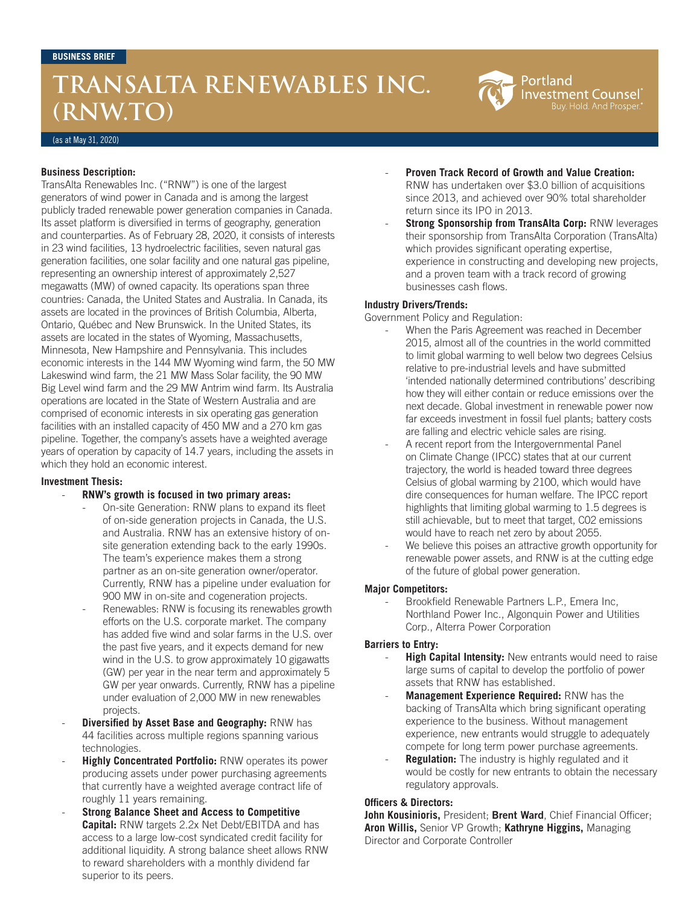BUSINESS BRIEF

# TRANSALTA RENEWABLES INC. (RNW.TO)

(as at May 31, 2020)

**Business Description:**

TransAlta Renewables Inc. ("RNW") is one of the largest generators of wind power in Canada and is among the largest publicly traded renewable power generation companies in Canada. Its asset platform is diversified in terms of geography, generation and counterparties. As of February 28, 2020, it consists of interests in 23 wind facilities, 13 hydroelectric facilities, seven natural gas generation facilities, one solar facility and one natural gas pipeline, representing an ownership interest of approximately 2,527 megawatts (MW) of owned capacity. Its operations span three countries: Canada, the United States and Australia. In Canada, its assets are located in the provinces of British Columbia, Alberta, Ontario, Québec and New Brunswick. In the United States, its assets are located in the states of Wyoming, Massachusetts, Minnesota, New Hampshire and Pennsylvania. This includes economic interests in the 144 MW Wyoming wind farm, the 50 MW Lakeswind wind farm, the 21 MW Mass Solar facility, the 90 MW Big Level wind farm and the 29 MW Antrim wind farm. Its Australia operations are located in the State of Western Australia and are comprised of economic interests in six operating gas generation facilities with an installed capacity of 450 MW and a 270 km gas pipeline. Together, the company's assets have a weighted average years of operation by capacity of 14.7 years, including the assets in which they hold an economic interest.

**Investment Thesis:**

- **RNW's growth is focused in two primary areas:**
  - On-site Generation: RNW plans to expand its fleet of on-side generation projects in Canada, the U.S. and Australia. RNW has an extensive history of on-site generation extending back to the early 1990s. The team's experience makes them a strong partner as an on-site generation owner/operator. Currently, RNW has a pipeline under evaluation for 900 MW in on-site and cogeneration projects.
  - Renewables: RNW is focusing its renewables growth efforts on the U.S. corporate market. The company has added five wind and solar farms in the U.S. over the past five years, and it expects demand for new wind in the U.S. to grow approximately 10 gigawatts (GW) per year in the near term and approximately 5 GW per year onwards. Currently, RNW has a pipeline under evaluation of 2,000 MW in new renewables projects.
- **Diversified by Asset Base and Geography:** RNW has 44 facilities across multiple regions spanning various technologies.
- **Highly Concentrated Portfolio:** RNW operates its power producing assets under power purchasing agreements that currently have a weighted average contract life of roughly 11 years remaining.
- **Strong Balance Sheet and Access to Competitive Capital:** RNW targets 2.2x Net Debt/EBITDA and has access to a large low-cost syndicated credit facility for additional liquidity. A strong balance sheet allows RNW to reward shareholders with a monthly dividend far superior to its peers.
- **Proven Track Record of Growth and Value Creation:** RNW has undertaken over $3.0 billion of acquisitions since 2013, and achieved over 90% total shareholder return since its IPO in 2013.
- **Strong Sponsorship from TransAlta Corp:** RNW leverages their sponsorship from TransAlta Corporation (TransAlta) which provides significant operating expertise, experience in constructing and developing new projects, and a proven team with a track record of growing businesses cash flows.

**Industry Drivers/Trends:**

Government Policy and Regulation:

- When the Paris Agreement was reached in December 2015, almost all of the countries in the world committed to limit global warming to well below two degrees Celsius relative to pre-industrial levels and have submitted 'intended nationally determined contributions' describing how they will either contain or reduce emissions over the next decade. Global investment in renewable power now far exceeds investment in fossil fuel plants; battery costs are falling and electric vehicle sales are rising.
- A recent report from the Intergovernmental Panel on Climate Change (IPCC) states that at our current trajectory, the world is headed toward three degrees Celsius of global warming by 2100, which would have dire consequences for human welfare. The IPCC report highlights that limiting global warming to 1.5 degrees is still achievable, but to meet that target, $CO_2$ emissions would have to reach net zero by about 2055.
- We believe this poises an attractive growth opportunity for renewable power assets, and RNW is at the cutting edge of the future of global power generation.

**Major Competitors:**

- Brookfield Renewable Partners L.P., Emera Inc, Northland Power Inc., Algonquin Power and Utilities Corp., Alterra Power Corporation

**Barriers to Entry:**

- **High Capital Intensity:** New entrants would need to raise large sums of capital to develop the portfolio of power assets that RNW has established.
- **Management Experience Required:** RNW has the backing of TransAlta which bring significant operating experience to the business. Without management experience, new entrants would struggle to adequately compete for long term power purchase agreements.
- **Regulation:** The industry is highly regulated and it would be costly for new entrants to obtain the necessary regulatory approvals.

**Officers & Directors:**

**John Kousinioris,** President; **Brent Ward**, Chief Financial Officer; **Aron Willis,** Senior VP Growth; **Kathryne Higgins,** Managing Director and Corporate Controller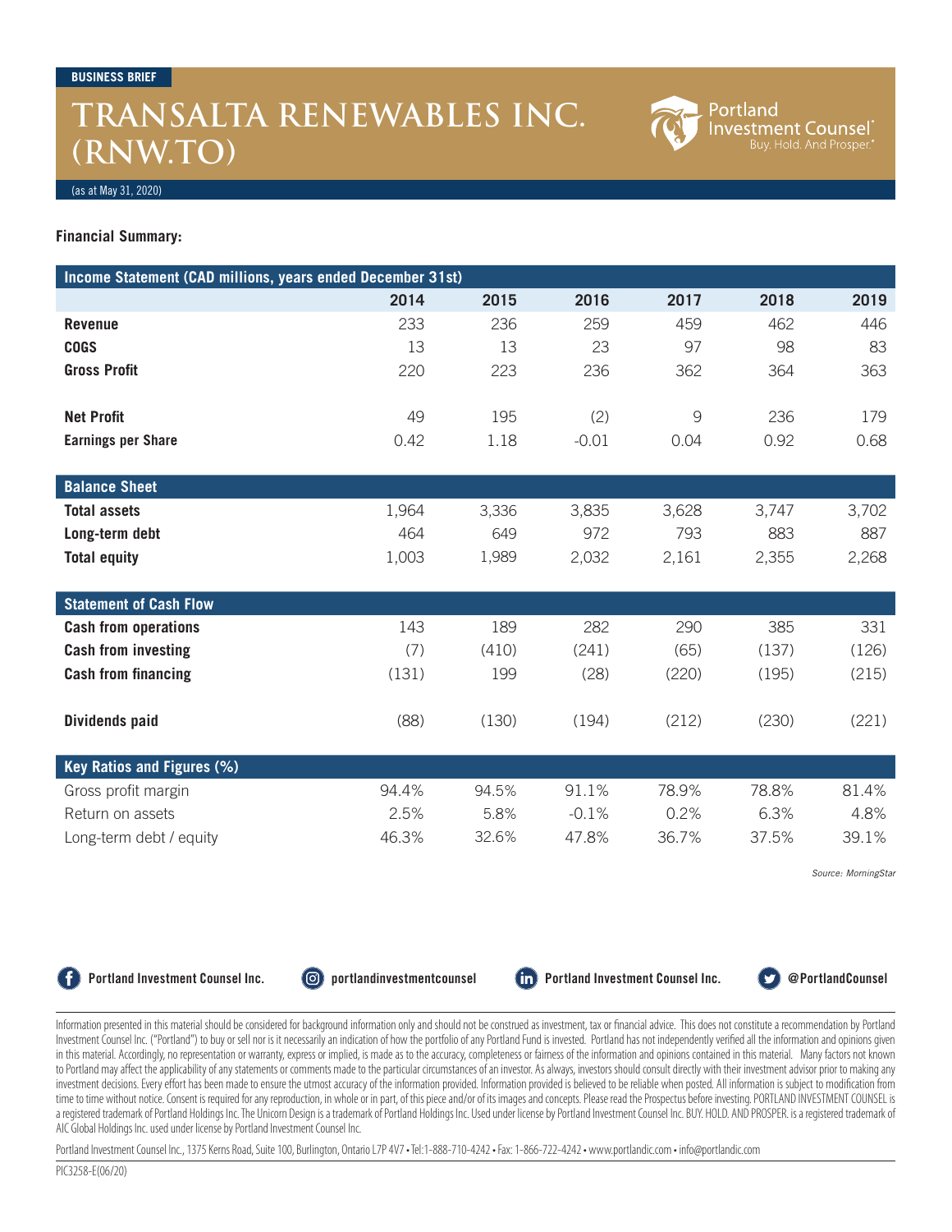BUSINESS BRIEF

# TRANSALTA RENEWABLES INC. (RNW.TO)

Portland Investment Counsel® Buy. Hold. And Prosper.®

(as at May 31, 2020)

**Financial Summary:**

| Income Statement (CAD millions, years ended December 31st) | 2014 | 2015 | 2016 | 2017 | 2018 | 2019 |
|---|---|---|---|---|---|---|
| **Revenue** | 233 | 236 | 259 | 459 | 462 | 446 |
| **COGS** | 13 | 13 | 23 | 97 | 98 | 83 |
| **Gross Profit** | 220 | 223 | 236 | 362 | 364 | 363 |
| **Net Profit** | 49 | 195 | (2) | 9 | 236 | 179 |
| **Earnings per Share** | 0.42 | 1.18 | -0.01 | 0.04 | 0.92 | 0.68 |
| **Balance Sheet** | | | | | | |
| **Total assets** | 1,964 | 3,336 | 3,835 | 3,628 | 3,747 | 3,702 |
| **Long-term debt** | 464 | 649 | 972 | 793 | 883 | 887 |
| **Total equity** | 1,003 | 1,989 | 2,032 | 2,161 | 2,355 | 2,268 |
| **Statement of Cash Flow** | | | | | | |
| **Cash from operations** | 143 | 189 | 282 | 290 | 385 | 331 |
| **Cash from investing** | (7) | (410) | (241) | (65) | (137) | (126) |
| **Cash from financing** | (131) | 199 | (28) | (220) | (195) | (215) |
| **Dividends paid** | (88) | (130) | (194) | (212) | (230) | (221) |
| **Key Ratios and Figures (%)** | | | | | | |
| Gross profit margin | 94.4% | 94.5% | 91.1% | 78.9% | 78.8% | 81.4% |
| Return on assets | 2.5% | 5.8% | -0.1% | 0.2% | 6.3% | 4.8% |
| Long-term debt / equity | 46.3% | 32.6% | 47.8% | 36.7% | 37.5% | 39.1% |

*Source: MorningStar*

**Portland Investment Counsel Inc.** **portlandinvestmentcounsel** **Portland Investment Counsel Inc.** **@PortlandCounsel**

Information presented in this material should be considered for background information only and should not be construed as investment, tax or financial advice. This does not constitute a recommendation by Portland Investment Counsel Inc. ("Portland") to buy or sell nor is it necessarily an indication of how the portfolio of any Portland Fund is invested. Portland has not independently verified all the information and opinions given in this material. Accordingly, no representation or warranty, express or implied, is made as to the accuracy, completeness or fairness of the information and opinions contained in this material. Many factors not known to Portland may affect the applicability of any statements or comments made to the particular circumstances of an investor. As always, investors should consult directly with their investment advisor prior to making any investment decisions. Every effort has been made to ensure the utmost accuracy of the information provided. Information provided is believed to be reliable when posted. All information is subject to modification from time to time without notice. Consent is required for any reproduction, in whole or in part, of this piece and/or of its images and concepts. Please read the Prospectus before investing. PORTLAND INVESTMENT COUNSEL is a registered trademark of Portland Holdings Inc. The Unicorn Design is a trademark of Portland Holdings Inc. Used under license by Portland Investment Counsel Inc. BUY. HOLD. AND PROSPER. is a registered trademark of AIC Global Holdings Inc. used under license by Portland Investment Counsel Inc.

Portland Investment Counsel Inc., 1375 Kerns Road, Suite 100, Burlington, Ontario L7P 4V7 • Tel:1-888-710-4242 • Fax: 1-866-722-4242 • www.portlandic.com • info@portlandic.com

PIC3258-E(06/20)